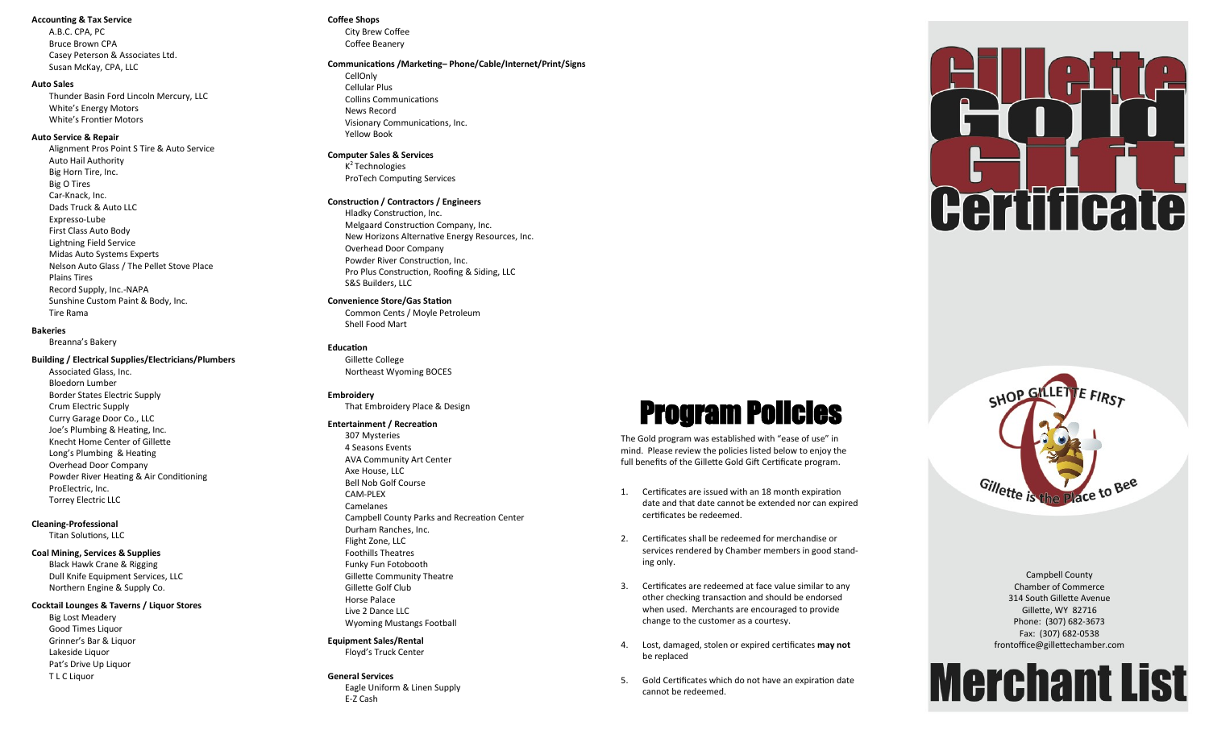**Accounting & Tax Service**

- A.B.C. CPA, PC
- Bruce Brown CPA
- Casey Peterson & Associates Ltd.
- Susan McKay, CPA, LLC

**Auto Sales**

- Thunder Basin Ford Lincoln Mercury, LLC
- White's Energy Motors
- White's Frontier Motors

**Auto Service & Repair**

- Alignment Pros Point S Tire & Auto Service
- Auto Hail Authority
- Big Horn Tire, Inc.
- Big O Tires
- Car-Knack, Inc.
- Dads Truck & Auto LLC
- Expresso-Lube
- First Class Auto Body
- Lightning Field Service
- Midas Auto Systems Experts
- Nelson Auto Glass / The Pellet Stove Place
- Plains Tires
- Record Supply, Inc.-NAPA
- Sunshine Custom Paint & Body, Inc.
- Tire Rama

**Bakeries**

- Breanna's Bakery

**Building / Electrical Supplies/Electricians/Plumbers**

- Associated Glass, Inc.
- Bloedorn Lumber
- Border States Electric Supply
- Crum Electric Supply
- Curry Garage Door Co., LLC
- Joe's Plumbing & Heating, Inc.
- Knecht Home Center of Gillette
- Long's Plumbing & Heating
- Overhead Door Company
- Powder River Heating & Air Conditioning
- ProElectric, Inc.
- Torrey Electric LLC

**Cleaning-Professional**

- Titan Solutions, LLC

**Coal Mining, Services & Supplies**

- Black Hawk Crane & Rigging
- Dull Knife Equipment Services, LLC
- Northern Engine & Supply Co.

**Cocktail Lounges & Taverns / Liquor Stores**

- Big Lost Meadery
- Good Times Liquor
- Grinner's Bar & Liquor
- Lakeside Liquor
- Pat's Drive Up Liquor
- T L C Liquor

**Coffee Shops**

- City Brew Coffee
- Coffee Beanery

**Communications /Marketing– Phone/Cable/Internet/Print/Signs**

- CellOnly
- Cellular Plus
- Collins Communications
- News Record
- Visionary Communications, Inc.
- Yellow Book

**Computer Sales & Services**

- $K^2$ Technologies
- ProTech Computing Services

**Construction / Contractors / Engineers**

- Hladky Construction, Inc.
- Melgaard Construction Company, Inc.
- New Horizons Alternative Energy Resources, Inc.
- Overhead Door Company
- Powder River Construction, Inc.
- Pro Plus Construction, Roofing & Siding, LLC
- S&S Builders, LLC

**Convenience Store/Gas Station**

- Common Cents / Moyle Petroleum
- Shell Food Mart

**Education**

- Gillette College
- Northeast Wyoming BOCES

**Embroidery**

- That Embroidery Place & Design

**Entertainment / Recreation**

- 307 Mysteries
- 4 Seasons Events
- AVA Community Art Center
- Axe House, LLC
- Bell Nob Golf Course
- CAM-PLEX
- Camelanes
- Campbell County Parks and Recreation Center
- Durham Ranches, Inc.
- Flight Zone, LLC
- Foothills Theatres
- Funky Fun Fotobooth
- Gillette Community Theatre
- Gillette Golf Club
- Horse Palace
- Live 2 Dance LLC
- Wyoming Mustangs Football

**Equipment Sales/Rental**

- Floyd's Truck Center

**General Services**

- Eagle Uniform & Linen Supply
- E-Z Cash

# Program Policies

The Gold program was established with "ease of use" in mind. Please review the policies listed below to enjoy the full benefits of the Gillette Gold Gift Certificate program.

1. Certificates are issued with an 18 month expiration date and that date cannot be extended nor can expired certificates be redeemed.
2. Certificates shall be redeemed for merchandise or services rendered by Chamber members in good standing only.
3. Certificates are redeemed at face value similar to any other checking transaction and should be endorsed when used. Merchants are encouraged to provide change to the customer as a courtesy.
4. Lost, damaged, stolen or expired certificates **may not** be replaced
5. Gold Certificates which do not have an expiration date cannot be redeemed.

# Gillette Gold Gift Certificate

SHOP GILLETTE FIRST

Gillette is the Place to Bee

Campbell County
Chamber of Commerce
314 South Gillette Avenue
Gillette, WY 82716
Phone: (307) 682-3673
Fax: (307) 682-0538
frontoffice@gillettechamber.com

# Merchant List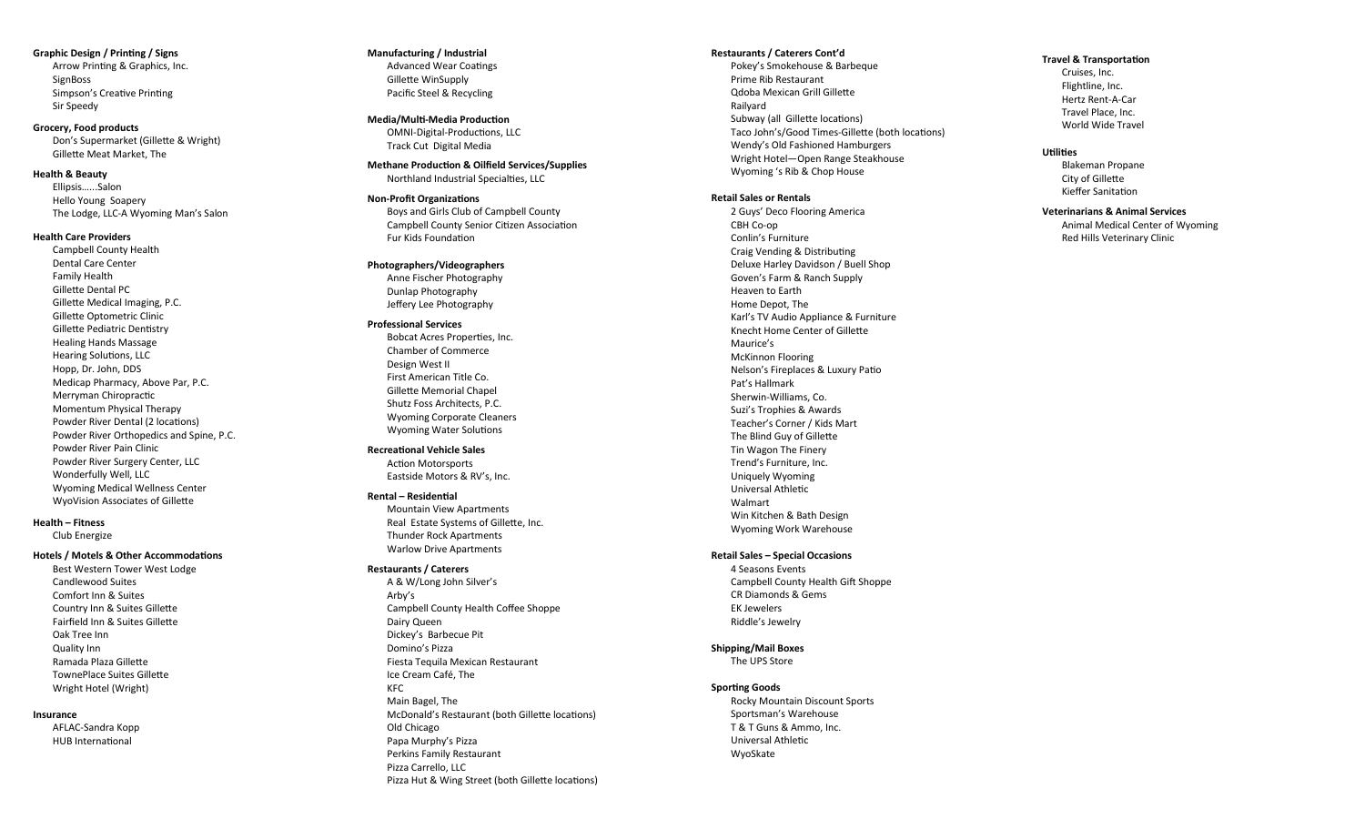**Graphic Design / Printing / Signs**
- Arrow Printing & Graphics, Inc.
- SignBoss
- Simpson's Creative Printing
- Sir Speedy

**Grocery, Food products**
- Don's Supermarket (Gillette & Wright)
- Gillette Meat Market, The

**Health & Beauty**
- Ellipsis……Salon
- Hello Young Soapery
- The Lodge, LLC-A Wyoming Man's Salon

**Health Care Providers**
- Campbell County Health
- Dental Care Center
- Family Health
- Gillette Dental PC
- Gillette Medical Imaging, P.C.
- Gillette Optometric Clinic
- Gillette Pediatric Dentistry
- Healing Hands Massage
- Hearing Solutions, LLC
- Hopp, Dr. John, DDS
- Medicap Pharmacy, Above Par, P.C.
- Merryman Chiropractic
- Momentum Physical Therapy
- Powder River Dental (2 locations)
- Powder River Orthopedics and Spine, P.C.
- Powder River Pain Clinic
- Powder River Surgery Center, LLC
- Wonderfully Well, LLC
- Wyoming Medical Wellness Center
- WyoVision Associates of Gillette

**Health – Fitness**
- Club Energize

**Hotels / Motels & Other Accommodations**
- Best Western Tower West Lodge
- Candlewood Suites
- Comfort Inn & Suites
- Country Inn & Suites Gillette
- Fairfield Inn & Suites Gillette
- Oak Tree Inn
- Quality Inn
- Ramada Plaza Gillette
- TownePlace Suites Gillette
- Wright Hotel (Wright)

**Insurance**
- AFLAC-Sandra Kopp
- HUB International

**Manufacturing / Industrial**
- Advanced Wear Coatings
- Gillette WinSupply
- Pacific Steel & Recycling

**Media/Multi-Media Production**
- OMNI-Digital-Productions, LLC
- Track Cut Digital Media

**Methane Production & Oilfield Services/Supplies**
- Northland Industrial Specialties, LLC

**Non-Profit Organizations**
- Boys and Girls Club of Campbell County
- Campbell County Senior Citizen Association
- Fur Kids Foundation

**Photographers/Videographers**
- Anne Fischer Photography
- Dunlap Photography
- Jeffery Lee Photography

**Professional Services**
- Bobcat Acres Properties, Inc.
- Chamber of Commerce
- Design West II
- First American Title Co.
- Gillette Memorial Chapel
- Shutz Foss Architects, P.C.
- Wyoming Corporate Cleaners
- Wyoming Water Solutions

**Recreational Vehicle Sales**
- Action Motorsports
- Eastside Motors & RV's, Inc.

**Rental – Residential**
- Mountain View Apartments
- Real Estate Systems of Gillette, Inc.
- Thunder Rock Apartments
- Warlow Drive Apartments

**Restaurants / Caterers**
- A & W/Long John Silver's
- Arby's
- Campbell County Health Coffee Shoppe
- Dairy Queen
- Dickey's Barbecue Pit
- Domino's Pizza
- Fiesta Tequila Mexican Restaurant
- Ice Cream Café, The
- KFC
- Main Bagel, The
- McDonald's Restaurant (both Gillette locations)
- Old Chicago
- Papa Murphy's Pizza
- Perkins Family Restaurant
- Pizza Carrello, LLC
- Pizza Hut & Wing Street (both Gillette locations)

**Restaurants / Caterers Cont'd**
- Pokey's Smokehouse & Barbeque
- Prime Rib Restaurant
- Qdoba Mexican Grill Gillette
- Railyard
- Subway (all Gillette locations)
- Taco John's/Good Times-Gillette (both locations)
- Wendy's Old Fashioned Hamburgers
- Wright Hotel—Open Range Steakhouse
- Wyoming 's Rib & Chop House

**Retail Sales or Rentals**
- 2 Guys' Deco Flooring America
- CBH Co-op
- Conlin's Furniture
- Craig Vending & Distributing
- Deluxe Harley Davidson / Buell Shop
- Goven's Farm & Ranch Supply
- Heaven to Earth
- Home Depot, The
- Karl's TV Audio Appliance & Furniture
- Knecht Home Center of Gillette
- Maurice's
- McKinnon Flooring
- Nelson's Fireplaces & Luxury Patio
- Pat's Hallmark
- Sherwin-Williams, Co.
- Suzi's Trophies & Awards
- Teacher's Corner / Kids Mart
- The Blind Guy of Gillette
- Tin Wagon The Finery
- Trend's Furniture, Inc.
- Uniquely Wyoming
- Universal Athletic
- Walmart
- Win Kitchen & Bath Design
- Wyoming Work Warehouse

**Retail Sales – Special Occasions**
- 4 Seasons Events
- Campbell County Health Gift Shoppe
- CR Diamonds & Gems
- EK Jewelers
- Riddle's Jewelry

**Shipping/Mail Boxes**
- The UPS Store

**Sporting Goods**
- Rocky Mountain Discount Sports
- Sportsman's Warehouse
- T & T Guns & Ammo, Inc.
- Universal Athletic
- WyoSkate

**Travel & Transportation**
- Cruises, Inc.
- Flightline, Inc.
- Hertz Rent-A-Car
- Travel Place, Inc.
- World Wide Travel

**Utilities**
- Blakeman Propane
- City of Gillette
- Kieffer Sanitation

**Veterinarians & Animal Services**
- Animal Medical Center of Wyoming
- Red Hills Veterinary Clinic